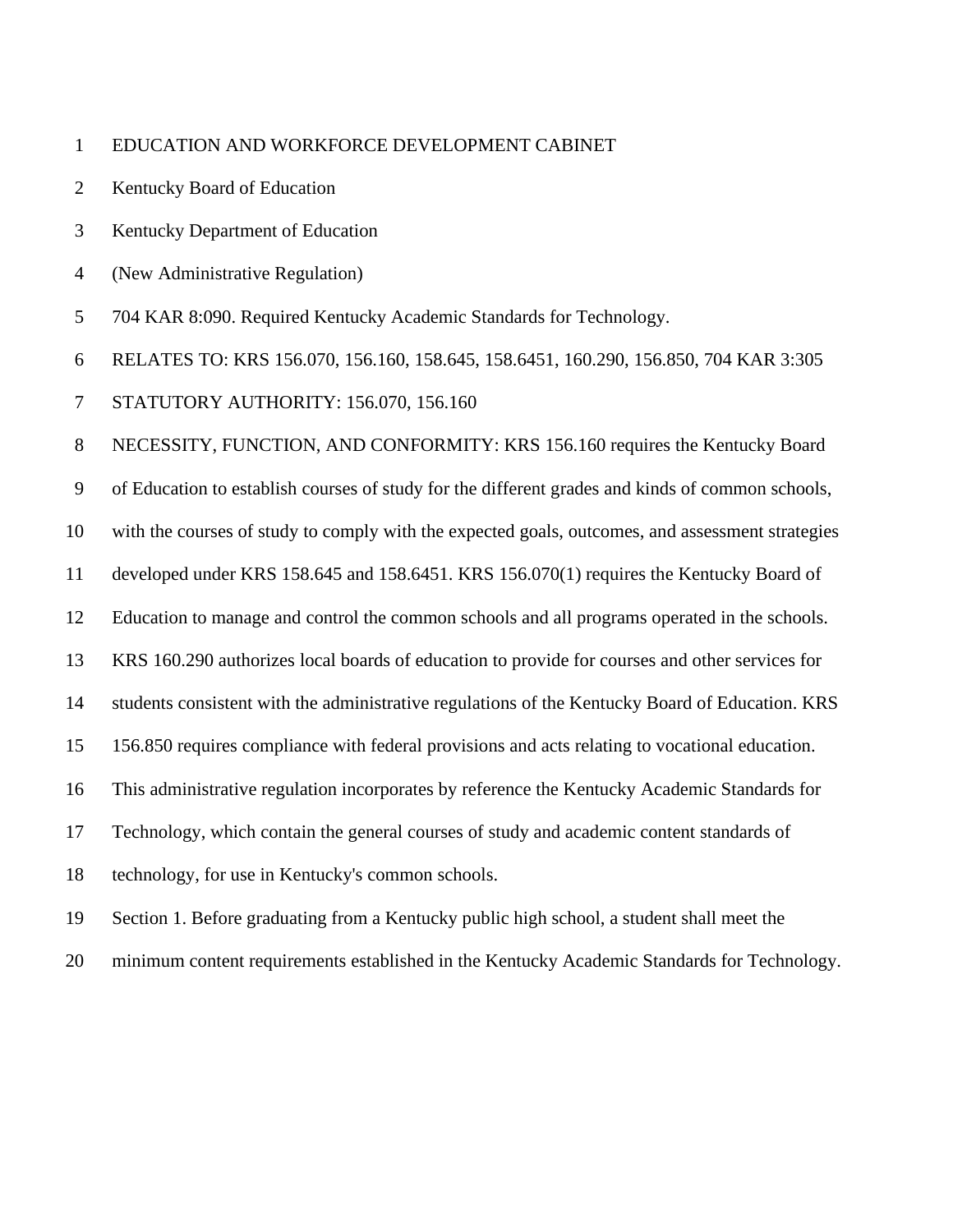EDUCATION AND WORKFORCE DEVELOPMENT CABINET

Kentucky Board of Education

Kentucky Department of Education

(New Administrative Regulation)

704 KAR 8:090. Required Kentucky Academic Standards for Technology.

RELATES TO: KRS 156.070, 156.160, 158.645, 158.6451, 160.290, 156.850, 704 KAR 3:305

STATUTORY AUTHORITY: 156.070, 156.160

NECESSITY, FUNCTION, AND CONFORMITY: KRS 156.160 requires the Kentucky Board of Education to establish courses of study for the different grades and kinds of common schools, with the courses of study to comply with the expected goals, outcomes, and assessment strategies developed under KRS 158.645 and 158.6451. KRS 156.070(1) requires the Kentucky Board of Education to manage and control the common schools and all programs operated in the schools. KRS 160.290 authorizes local boards of education to provide for courses and other services for students consistent with the administrative regulations of the Kentucky Board of Education. KRS 156.850 requires compliance with federal provisions and acts relating to vocational education. This administrative regulation incorporates by reference the Kentucky Academic Standards for Technology, which contain the general courses of study and academic content standards of technology, for use in Kentucky's common schools.

Section 1. Before graduating from a Kentucky public high school, a student shall meet the minimum content requirements established in the Kentucky Academic Standards for Technology.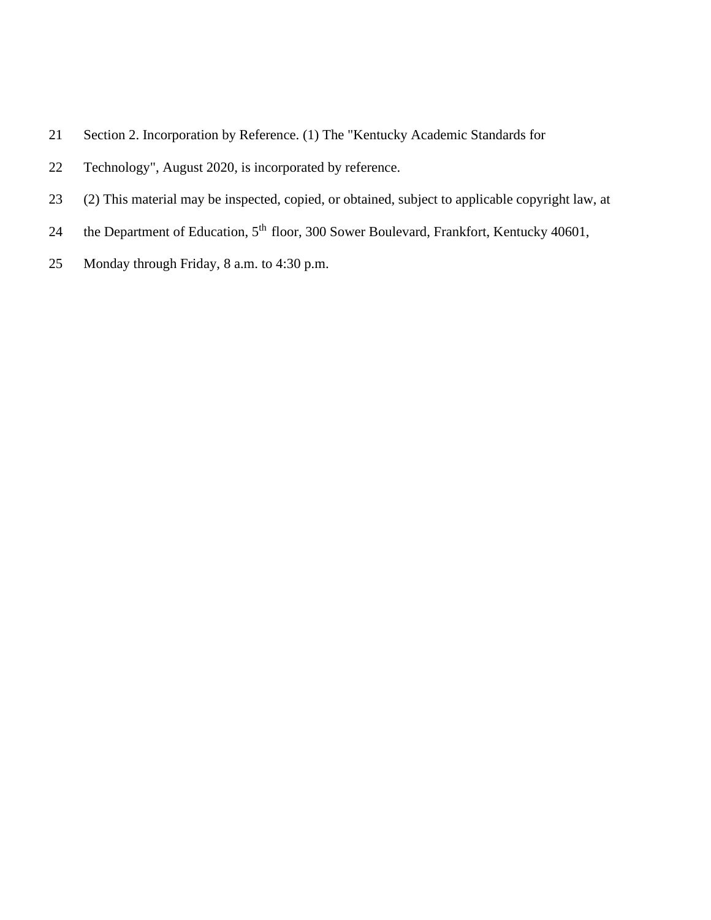Section 2. Incorporation by Reference. (1) The "Kentucky Academic Standards for Technology", August 2020, is incorporated by reference.

(2) This material may be inspected, copied, or obtained, subject to applicable copyright law, at the Department of Education, 5th floor, 300 Sower Boulevard, Frankfort, Kentucky 40601, Monday through Friday, 8 a.m. to 4:30 p.m.